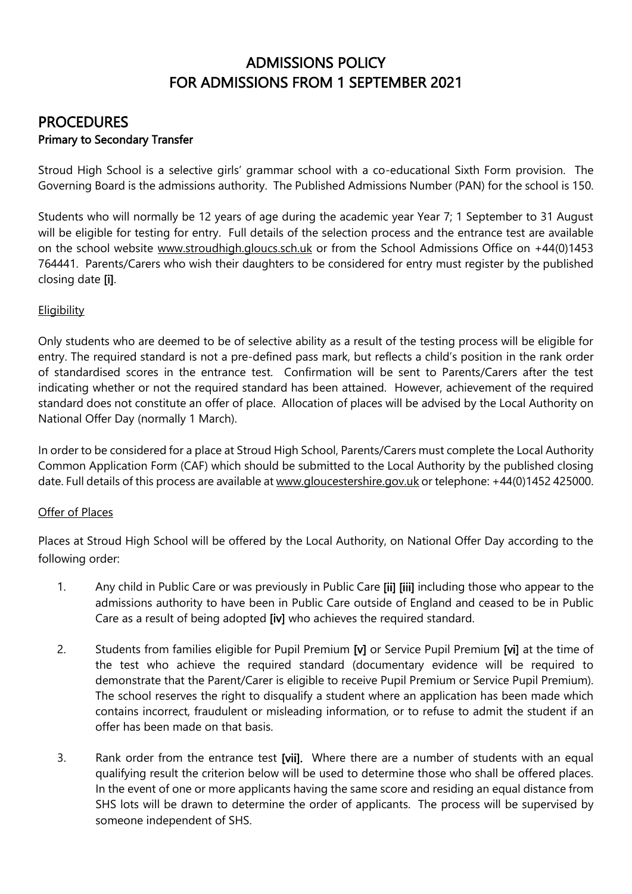# ADMISSIONS POLICY
# FOR ADMISSIONS FROM 1 SEPTEMBER 2021

## PROCEDURES

### Primary to Secondary Transfer

Stroud High School is a selective girls' grammar school with a co-educational Sixth Form provision. The Governing Board is the admissions authority. The Published Admissions Number (PAN) for the school is 150.

Students who will normally be 12 years of age during the academic year Year 7; 1 September to 31 August will be eligible for testing for entry. Full details of the selection process and the entrance test are available on the school website www.stroudhigh.gloucs.sch.uk or from the School Admissions Office on +44(0)1453 764441. Parents/Carers who wish their daughters to be considered for entry must register by the published closing date **[i]**.

Eligibility

Only students who are deemed to be of selective ability as a result of the testing process will be eligible for entry. The required standard is not a pre-defined pass mark, but reflects a child's position in the rank order of standardised scores in the entrance test. Confirmation will be sent to Parents/Carers after the test indicating whether or not the required standard has been attained. However, achievement of the required standard does not constitute an offer of place. Allocation of places will be advised by the Local Authority on National Offer Day (normally 1 March).

In order to be considered for a place at Stroud High School, Parents/Carers must complete the Local Authority Common Application Form (CAF) which should be submitted to the Local Authority by the published closing date. Full details of this process are available at www.gloucestershire.gov.uk or telephone: +44(0)1452 425000.

Offer of Places

Places at Stroud High School will be offered by the Local Authority, on National Offer Day according to the following order:

1. Any child in Public Care or was previously in Public Care **[ii] [iii]** including those who appear to the admissions authority to have been in Public Care outside of England and ceased to be in Public Care as a result of being adopted **[iv]** who achieves the required standard.

2. Students from families eligible for Pupil Premium **[v]** or Service Pupil Premium **[vi]** at the time of the test who achieve the required standard (documentary evidence will be required to demonstrate that the Parent/Carer is eligible to receive Pupil Premium or Service Pupil Premium). The school reserves the right to disqualify a student where an application has been made which contains incorrect, fraudulent or misleading information, or to refuse to admit the student if an offer has been made on that basis.

3. Rank order from the entrance test **[vii].** Where there are a number of students with an equal qualifying result the criterion below will be used to determine those who shall be offered places. In the event of one or more applicants having the same score and residing an equal distance from SHS lots will be drawn to determine the order of applicants. The process will be supervised by someone independent of SHS.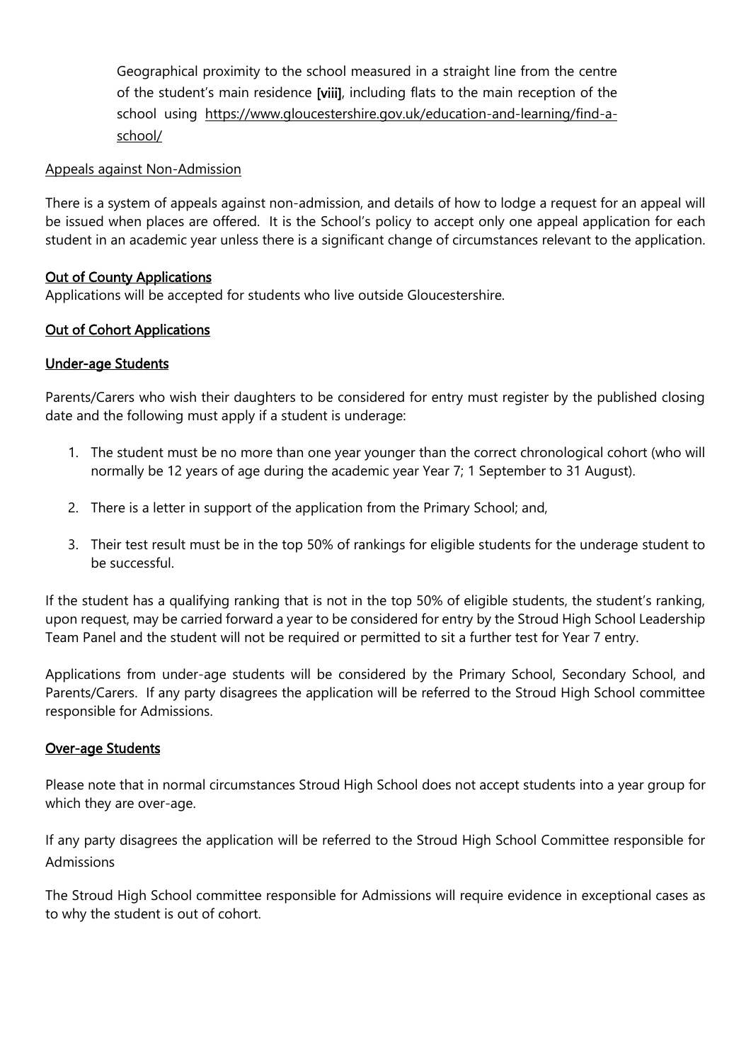Geographical proximity to the school measured in a straight line from the centre of the student's main residence **[viii]**, including flats to the main reception of the school using https://www.gloucestershire.gov.uk/education-and-learning/find-a-school/

Appeals against Non-Admission

There is a system of appeals against non-admission, and details of how to lodge a request for an appeal will be issued when places are offered. It is the School's policy to accept only one appeal application for each student in an academic year unless there is a significant change of circumstances relevant to the application.

**Out of County Applications**

Applications will be accepted for students who live outside Gloucestershire.

**Out of Cohort Applications**

**Under-age Students**

Parents/Carers who wish their daughters to be considered for entry must register by the published closing date and the following must apply if a student is underage:

1. The student must be no more than one year younger than the correct chronological cohort (who will normally be 12 years of age during the academic year Year 7; 1 September to 31 August).

2. There is a letter in support of the application from the Primary School; and,

3. Their test result must be in the top 50% of rankings for eligible students for the underage student to be successful.

If the student has a qualifying ranking that is not in the top 50% of eligible students, the student's ranking, upon request, may be carried forward a year to be considered for entry by the Stroud High School Leadership Team Panel and the student will not be required or permitted to sit a further test for Year 7 entry.

Applications from under-age students will be considered by the Primary School, Secondary School, and Parents/Carers. If any party disagrees the application will be referred to the Stroud High School committee responsible for Admissions.

**Over-age Students**

Please note that in normal circumstances Stroud High School does not accept students into a year group for which they are over-age.

If any party disagrees the application will be referred to the Stroud High School Committee responsible for Admissions

The Stroud High School committee responsible for Admissions will require evidence in exceptional cases as to why the student is out of cohort.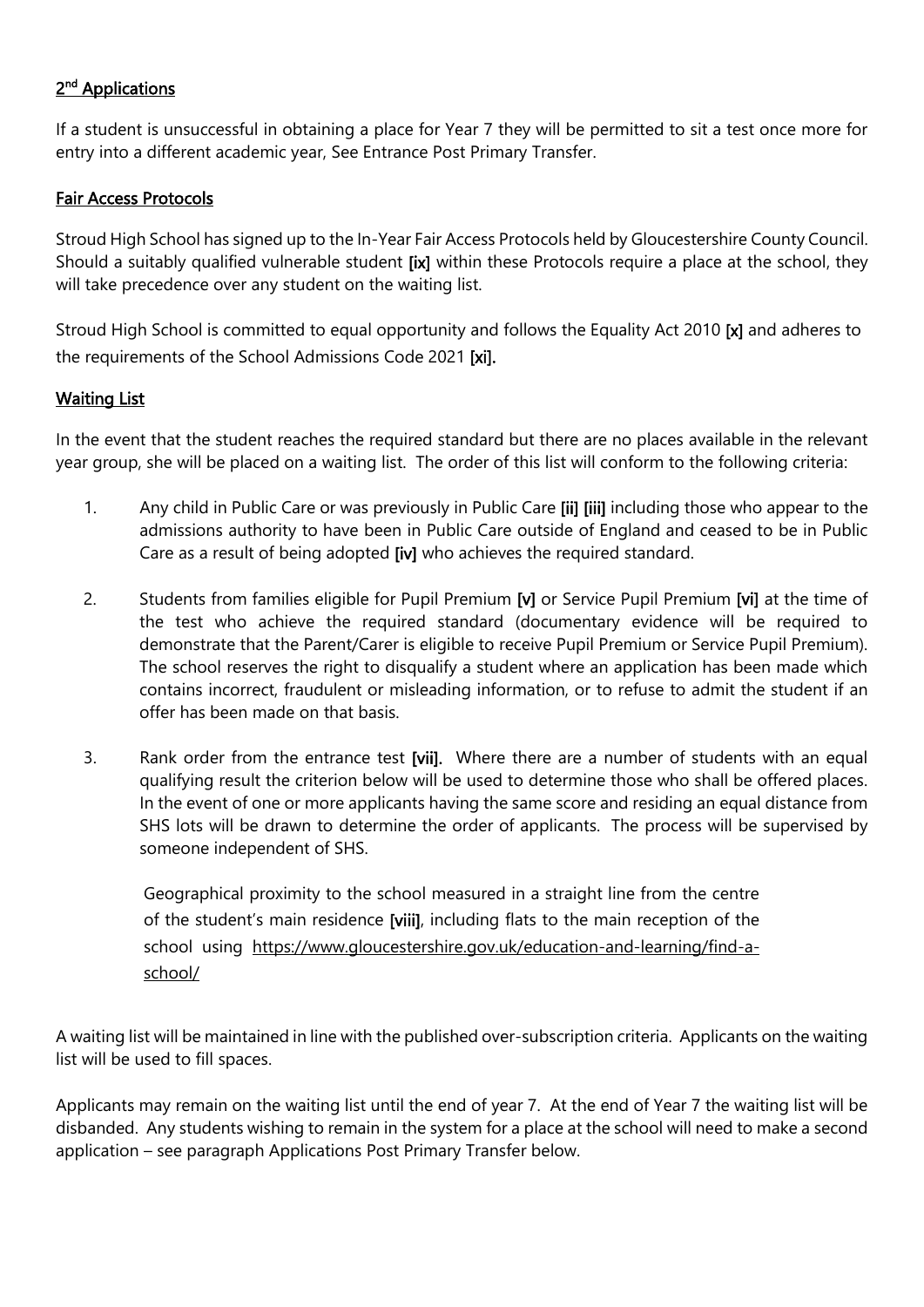## 2nd Applications

If a student is unsuccessful in obtaining a place for Year 7 they will be permitted to sit a test once more for entry into a different academic year, See Entrance Post Primary Transfer.

## Fair Access Protocols

Stroud High School has signed up to the In-Year Fair Access Protocols held by Gloucestershire County Council. Should a suitably qualified vulnerable student **[ix]** within these Protocols require a place at the school, they will take precedence over any student on the waiting list.

Stroud High School is committed to equal opportunity and follows the Equality Act 2010 **[x]** and adheres to the requirements of the School Admissions Code 2021 **[xi].**

## Waiting List

In the event that the student reaches the required standard but there are no places available in the relevant year group, she will be placed on a waiting list. The order of this list will conform to the following criteria:

1. Any child in Public Care or was previously in Public Care **[ii] [iii]** including those who appear to the admissions authority to have been in Public Care outside of England and ceased to be in Public Care as a result of being adopted **[iv]** who achieves the required standard.

2. Students from families eligible for Pupil Premium **[v]** or Service Pupil Premium **[vi]** at the time of the test who achieve the required standard (documentary evidence will be required to demonstrate that the Parent/Carer is eligible to receive Pupil Premium or Service Pupil Premium). The school reserves the right to disqualify a student where an application has been made which contains incorrect, fraudulent or misleading information, or to refuse to admit the student if an offer has been made on that basis.

3. Rank order from the entrance test **[vii].** Where there are a number of students with an equal qualifying result the criterion below will be used to determine those who shall be offered places. In the event of one or more applicants having the same score and residing an equal distance from SHS lots will be drawn to determine the order of applicants. The process will be supervised by someone independent of SHS.

   Geographical proximity to the school measured in a straight line from the centre of the student's main residence **[viii]**, including flats to the main reception of the school using https://www.gloucestershire.gov.uk/education-and-learning/find-a-school/

A waiting list will be maintained in line with the published over-subscription criteria. Applicants on the waiting list will be used to fill spaces.

Applicants may remain on the waiting list until the end of year 7. At the end of Year 7 the waiting list will be disbanded. Any students wishing to remain in the system for a place at the school will need to make a second application – see paragraph Applications Post Primary Transfer below.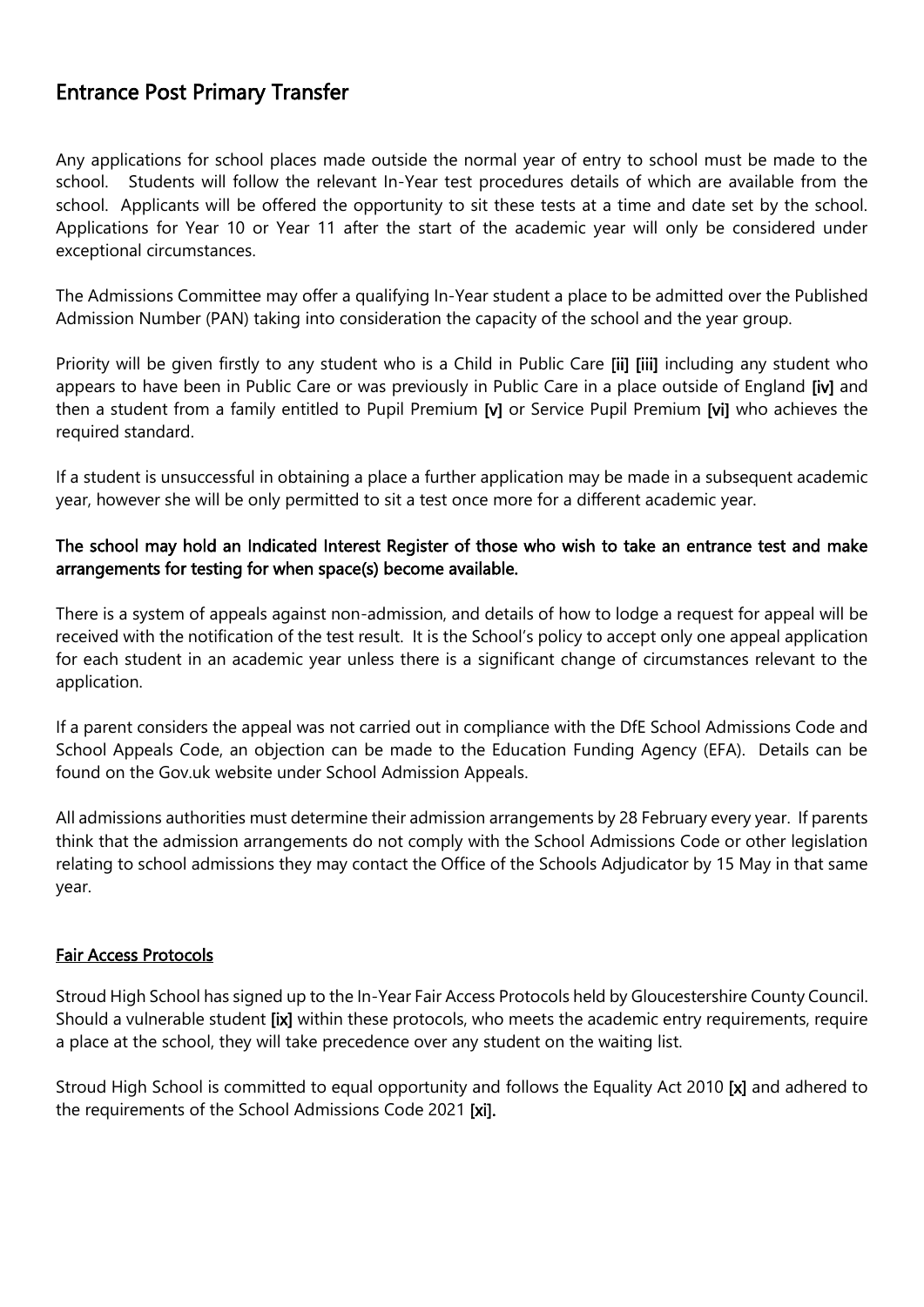## Entrance Post Primary Transfer

Any applications for school places made outside the normal year of entry to school must be made to the school. Students will follow the relevant In-Year test procedures details of which are available from the school. Applicants will be offered the opportunity to sit these tests at a time and date set by the school. Applications for Year 10 or Year 11 after the start of the academic year will only be considered under exceptional circumstances.

The Admissions Committee may offer a qualifying In-Year student a place to be admitted over the Published Admission Number (PAN) taking into consideration the capacity of the school and the year group.

Priority will be given firstly to any student who is a Child in Public Care **[ii] [iii]** including any student who appears to have been in Public Care or was previously in Public Care in a place outside of England **[iv]** and then a student from a family entitled to Pupil Premium **[v]** or Service Pupil Premium **[vi]** who achieves the required standard.

If a student is unsuccessful in obtaining a place a further application may be made in a subsequent academic year, however she will be only permitted to sit a test once more for a different academic year.

**The school may hold an Indicated Interest Register of those who wish to take an entrance test and make arrangements for testing for when space(s) become available.**

There is a system of appeals against non-admission, and details of how to lodge a request for appeal will be received with the notification of the test result. It is the School's policy to accept only one appeal application for each student in an academic year unless there is a significant change of circumstances relevant to the application.

If a parent considers the appeal was not carried out in compliance with the DfE School Admissions Code and School Appeals Code, an objection can be made to the Education Funding Agency (EFA). Details can be found on the Gov.uk website under School Admission Appeals.

All admissions authorities must determine their admission arrangements by 28 February every year. If parents think that the admission arrangements do not comply with the School Admissions Code or other legislation relating to school admissions they may contact the Office of the Schools Adjudicator by 15 May in that same year.

### Fair Access Protocols

Stroud High School has signed up to the In-Year Fair Access Protocols held by Gloucestershire County Council. Should a vulnerable student **[ix]** within these protocols, who meets the academic entry requirements, require a place at the school, they will take precedence over any student on the waiting list.

Stroud High School is committed to equal opportunity and follows the Equality Act 2010 **[x]** and adhered to the requirements of the School Admissions Code 2021 **[xi].**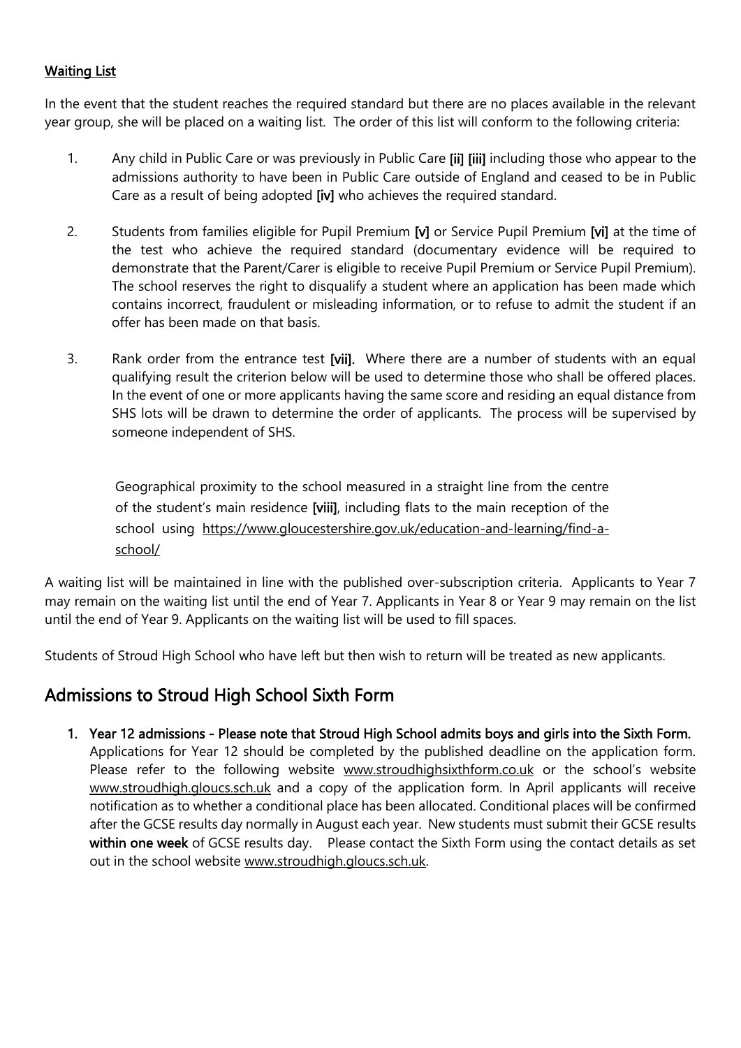<u>Waiting List</u>

In the event that the student reaches the required standard but there are no places available in the relevant year group, she will be placed on a waiting list. The order of this list will conform to the following criteria:

1. Any child in Public Care or was previously in Public Care **[ii] [iii]** including those who appear to the admissions authority to have been in Public Care outside of England and ceased to be in Public Care as a result of being adopted **[iv]** who achieves the required standard.

2. Students from families eligible for Pupil Premium **[v]** or Service Pupil Premium **[vi]** at the time of the test who achieve the required standard (documentary evidence will be required to demonstrate that the Parent/Carer is eligible to receive Pupil Premium or Service Pupil Premium). The school reserves the right to disqualify a student where an application has been made which contains incorrect, fraudulent or misleading information, or to refuse to admit the student if an offer has been made on that basis.

3. Rank order from the entrance test **[vii].** Where there are a number of students with an equal qualifying result the criterion below will be used to determine those who shall be offered places. In the event of one or more applicants having the same score and residing an equal distance from SHS lots will be drawn to determine the order of applicants. The process will be supervised by someone independent of SHS.

   Geographical proximity to the school measured in a straight line from the centre of the student's main residence **[viii]**, including flats to the main reception of the school using https://www.gloucestershire.gov.uk/education-and-learning/find-a-school/

A waiting list will be maintained in line with the published over-subscription criteria. Applicants to Year 7 may remain on the waiting list until the end of Year 7. Applicants in Year 8 or Year 9 may remain on the list until the end of Year 9. Applicants on the waiting list will be used to fill spaces.

Students of Stroud High School who have left but then wish to return will be treated as new applicants.

## Admissions to Stroud High School Sixth Form

1. **Year 12 admissions - Please note that Stroud High School admits boys and girls into the Sixth Form.** Applications for Year 12 should be completed by the published deadline on the application form. Please refer to the following website www.stroudhighsixthform.co.uk or the school's website www.stroudhigh.gloucs.sch.uk and a copy of the application form. In April applicants will receive notification as to whether a conditional place has been allocated. Conditional places will be confirmed after the GCSE results day normally in August each year. New students must submit their GCSE results **within one week** of GCSE results day. Please contact the Sixth Form using the contact details as set out in the school website www.stroudhigh.gloucs.sch.uk.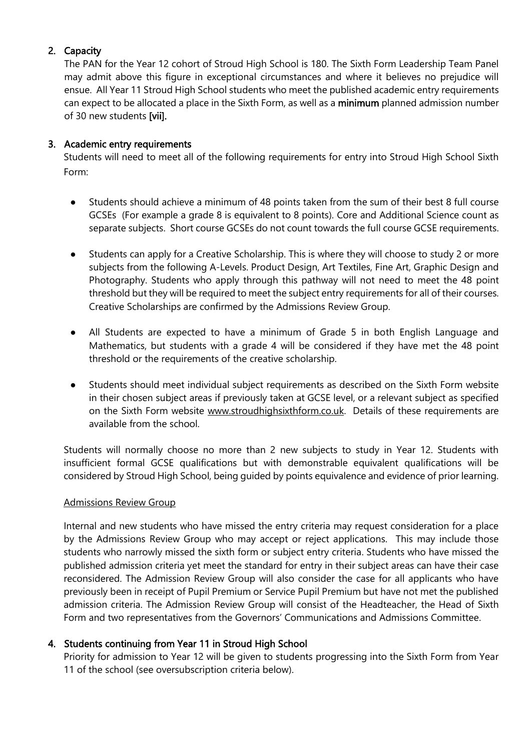## 2. Capacity

The PAN for the Year 12 cohort of Stroud High School is 180. The Sixth Form Leadership Team Panel may admit above this figure in exceptional circumstances and where it believes no prejudice will ensue. All Year 11 Stroud High School students who meet the published academic entry requirements can expect to be allocated a place in the Sixth Form, as well as a **minimum** planned admission number of 30 new students **[vii].**

## 3. Academic entry requirements

Students will need to meet all of the following requirements for entry into Stroud High School Sixth Form:

- Students should achieve a minimum of 48 points taken from the sum of their best 8 full course GCSEs (For example a grade 8 is equivalent to 8 points). Core and Additional Science count as separate subjects. Short course GCSEs do not count towards the full course GCSE requirements.
- Students can apply for a Creative Scholarship. This is where they will choose to study 2 or more subjects from the following A-Levels. Product Design, Art Textiles, Fine Art, Graphic Design and Photography. Students who apply through this pathway will not need to meet the 48 point threshold but they will be required to meet the subject entry requirements for all of their courses. Creative Scholarships are confirmed by the Admissions Review Group.
- All Students are expected to have a minimum of Grade 5 in both English Language and Mathematics, but students with a grade 4 will be considered if they have met the 48 point threshold or the requirements of the creative scholarship.
- Students should meet individual subject requirements as described on the Sixth Form website in their chosen subject areas if previously taken at GCSE level, or a relevant subject as specified on the Sixth Form website www.stroudhighsixthform.co.uk. Details of these requirements are available from the school.

Students will normally choose no more than 2 new subjects to study in Year 12. Students with insufficient formal GCSE qualifications but with demonstrable equivalent qualifications will be considered by Stroud High School, being guided by points equivalence and evidence of prior learning.

### Admissions Review Group

Internal and new students who have missed the entry criteria may request consideration for a place by the Admissions Review Group who may accept or reject applications. This may include those students who narrowly missed the sixth form or subject entry criteria. Students who have missed the published admission criteria yet meet the standard for entry in their subject areas can have their case reconsidered. The Admission Review Group will also consider the case for all applicants who have previously been in receipt of Pupil Premium or Service Pupil Premium but have not met the published admission criteria. The Admission Review Group will consist of the Headteacher, the Head of Sixth Form and two representatives from the Governors' Communications and Admissions Committee.

## 4. Students continuing from Year 11 in Stroud High School

Priority for admission to Year 12 will be given to students progressing into the Sixth Form from Year 11 of the school (see oversubscription criteria below).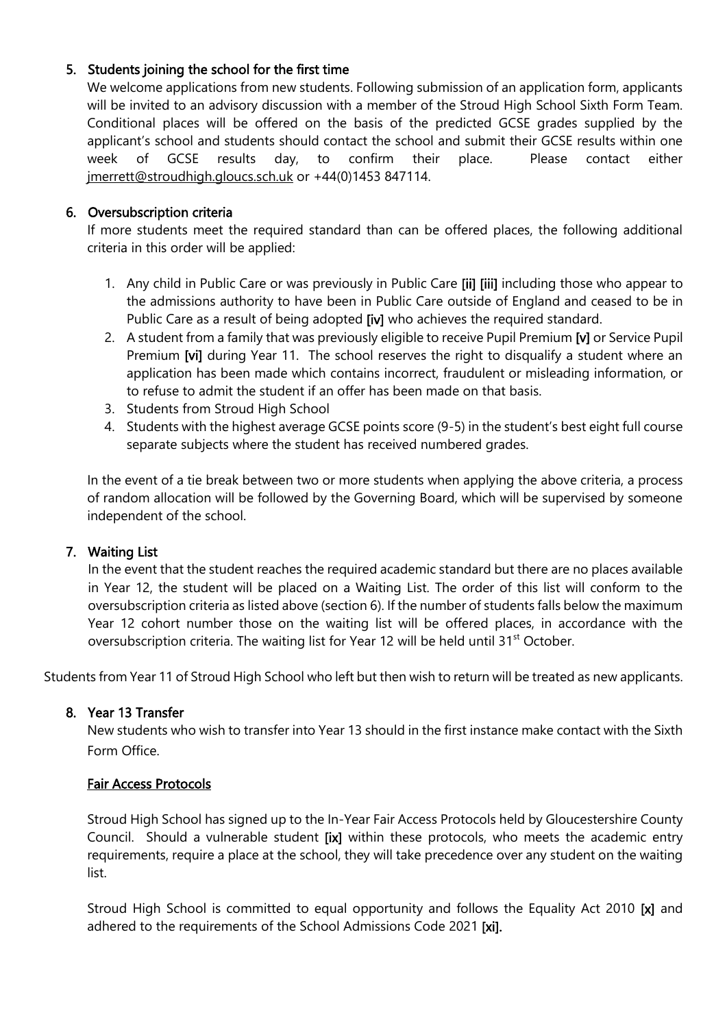## 5. Students joining the school for the first time

We welcome applications from new students. Following submission of an application form, applicants will be invited to an advisory discussion with a member of the Stroud High School Sixth Form Team. Conditional places will be offered on the basis of the predicted GCSE grades supplied by the applicant's school and students should contact the school and submit their GCSE results within one week of GCSE results day, to confirm their place. Please contact either jmerrett@stroudhigh.gloucs.sch.uk or +44(0)1453 847114.

## 6. Oversubscription criteria

If more students meet the required standard than can be offered places, the following additional criteria in this order will be applied:

1. Any child in Public Care or was previously in Public Care **[ii] [iii]** including those who appear to the admissions authority to have been in Public Care outside of England and ceased to be in Public Care as a result of being adopted **[iv]** who achieves the required standard.
2. A student from a family that was previously eligible to receive Pupil Premium **[v]** or Service Pupil Premium **[vi]** during Year 11. The school reserves the right to disqualify a student where an application has been made which contains incorrect, fraudulent or misleading information, or to refuse to admit the student if an offer has been made on that basis.
3. Students from Stroud High School
4. Students with the highest average GCSE points score (9-5) in the student's best eight full course separate subjects where the student has received numbered grades.

In the event of a tie break between two or more students when applying the above criteria, a process of random allocation will be followed by the Governing Board, which will be supervised by someone independent of the school.

## 7. Waiting List

In the event that the student reaches the required academic standard but there are no places available in Year 12, the student will be placed on a Waiting List. The order of this list will conform to the oversubscription criteria as listed above (section 6). If the number of students falls below the maximum Year 12 cohort number those on the waiting list will be offered places, in accordance with the oversubscription criteria. The waiting list for Year 12 will be held until 31st October.

Students from Year 11 of Stroud High School who left but then wish to return will be treated as new applicants.

## 8. Year 13 Transfer

New students who wish to transfer into Year 13 should in the first instance make contact with the Sixth Form Office.

### Fair Access Protocols

Stroud High School has signed up to the In-Year Fair Access Protocols held by Gloucestershire County Council. Should a vulnerable student **[ix]** within these protocols, who meets the academic entry requirements, require a place at the school, they will take precedence over any student on the waiting list.

Stroud High School is committed to equal opportunity and follows the Equality Act 2010 **[x]** and adhered to the requirements of the School Admissions Code 2021 **[xi].**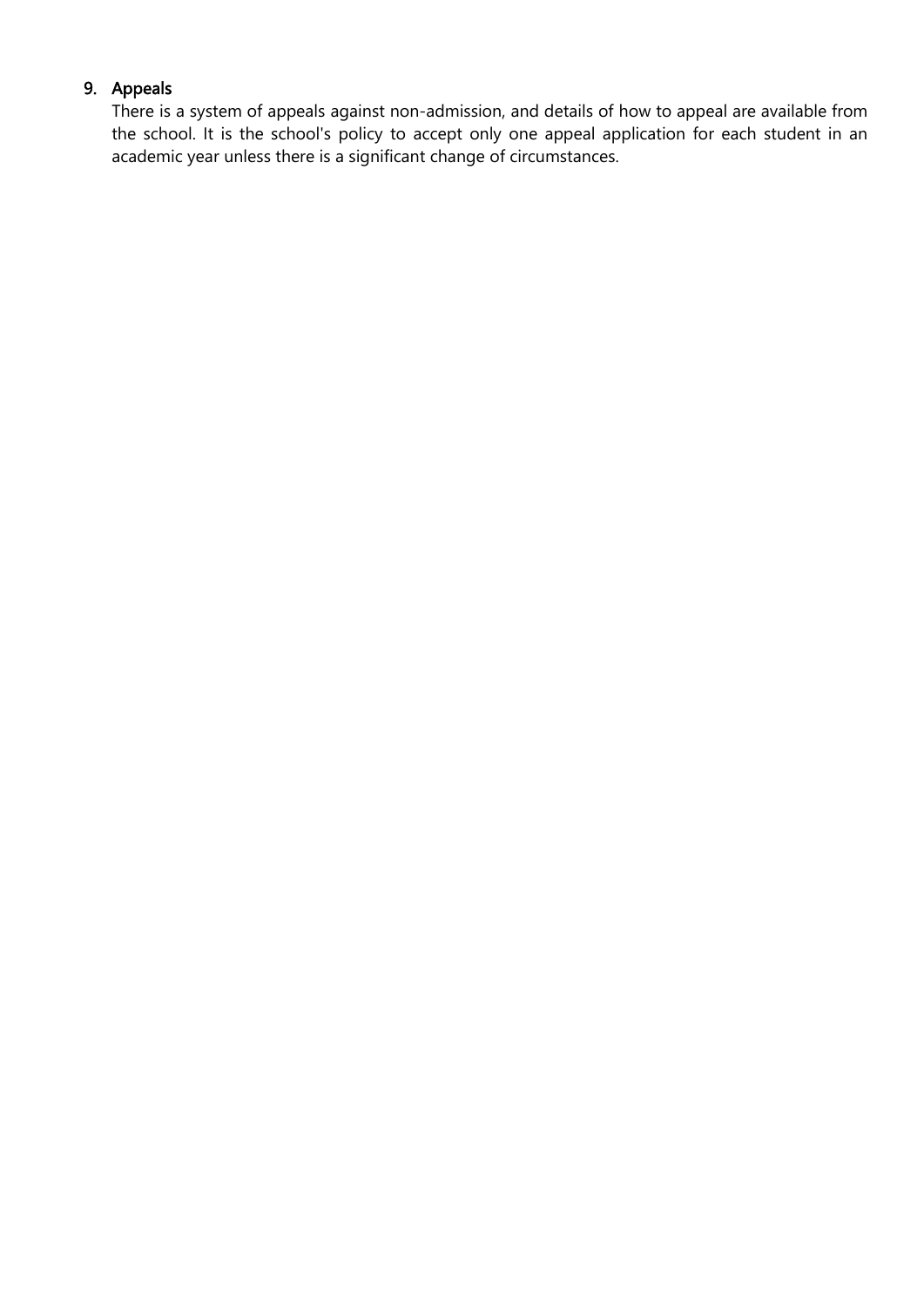## 9. Appeals

There is a system of appeals against non-admission, and details of how to appeal are available from the school. It is the school's policy to accept only one appeal application for each student in an academic year unless there is a significant change of circumstances.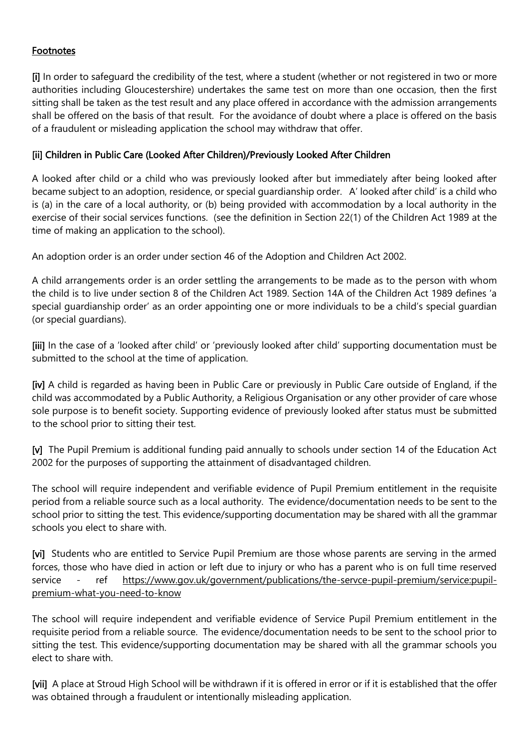## Footnotes

**[i]** In order to safeguard the credibility of the test, where a student (whether or not registered in two or more authorities including Gloucestershire) undertakes the same test on more than one occasion, then the first sitting shall be taken as the test result and any place offered in accordance with the admission arrangements shall be offered on the basis of that result. For the avoidance of doubt where a place is offered on the basis of a fraudulent or misleading application the school may withdraw that offer.

### [ii] Children in Public Care (Looked After Children)/Previously Looked After Children

A looked after child or a child who was previously looked after but immediately after being looked after became subject to an adoption, residence, or special guardianship order. A' looked after child' is a child who is (a) in the care of a local authority, or (b) being provided with accommodation by a local authority in the exercise of their social services functions. (see the definition in Section 22(1) of the Children Act 1989 at the time of making an application to the school).

An adoption order is an order under section 46 of the Adoption and Children Act 2002.

A child arrangements order is an order settling the arrangements to be made as to the person with whom the child is to live under section 8 of the Children Act 1989. Section 14A of the Children Act 1989 defines 'a special guardianship order' as an order appointing one or more individuals to be a child's special guardian (or special guardians).

**[iii]** In the case of a 'looked after child' or 'previously looked after child' supporting documentation must be submitted to the school at the time of application.

**[iv]** A child is regarded as having been in Public Care or previously in Public Care outside of England, if the child was accommodated by a Public Authority, a Religious Organisation or any other provider of care whose sole purpose is to benefit society. Supporting evidence of previously looked after status must be submitted to the school prior to sitting their test.

**[v]** The Pupil Premium is additional funding paid annually to schools under section 14 of the Education Act 2002 for the purposes of supporting the attainment of disadvantaged children.

The school will require independent and verifiable evidence of Pupil Premium entitlement in the requisite period from a reliable source such as a local authority. The evidence/documentation needs to be sent to the school prior to sitting the test. This evidence/supporting documentation may be shared with all the grammar schools you elect to share with.

**[vi]** Students who are entitled to Service Pupil Premium are those whose parents are serving in the armed forces, those who have died in action or left due to injury or who has a parent who is on full time reserved service - ref https://www.gov.uk/government/publications/the-servce-pupil-premium/service:pupil-premium-what-you-need-to-know

The school will require independent and verifiable evidence of Service Pupil Premium entitlement in the requisite period from a reliable source. The evidence/documentation needs to be sent to the school prior to sitting the test. This evidence/supporting documentation may be shared with all the grammar schools you elect to share with.

**[vii]** A place at Stroud High School will be withdrawn if it is offered in error or if it is established that the offer was obtained through a fraudulent or intentionally misleading application.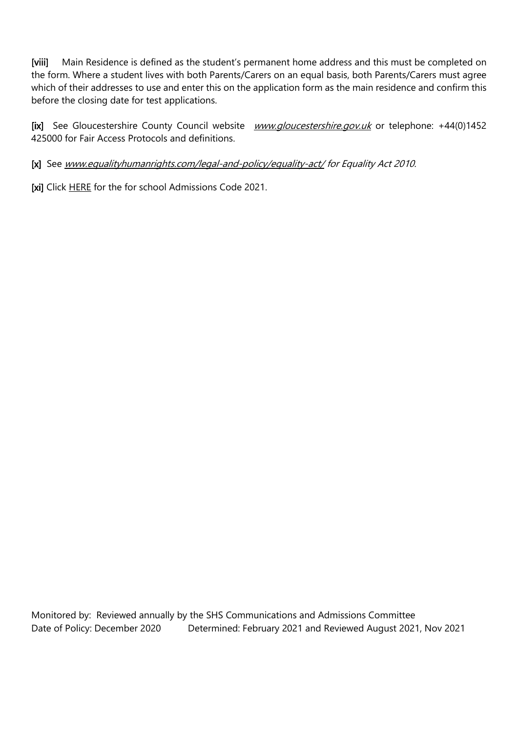**[viii]** Main Residence is defined as the student's permanent home address and this must be completed on the form. Where a student lives with both Parents/Carers on an equal basis, both Parents/Carers must agree which of their addresses to use and enter this on the application form as the main residence and confirm this before the closing date for test applications.

**[ix]** See Gloucestershire County Council website *www.gloucestershire.gov.uk* or telephone: +44(0)1452 425000 for Fair Access Protocols and definitions.

**[x]** See *www.equalityhumanrights.com/legal-and-policy/equality-act/ for Equality Act 2010.*

**[xi]** Click HERE for the for school Admissions Code 2021.

Monitored by: Reviewed annually by the SHS Communications and Admissions Committee
Date of Policy: December 2020 Determined: February 2021 and Reviewed August 2021, Nov 2021